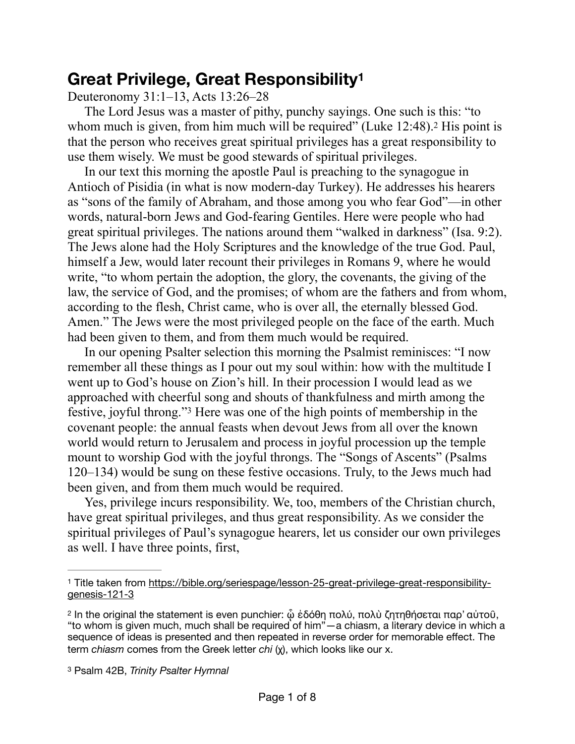# Great Privilege, Great Responsibility[1]

Deuteronomy 31:1–13, Acts 13:26–28

The Lord Jesus was a master of pithy, punchy sayings. One such is this: "to whom much is given, from him much will be required" (Luke 12:48).[2] His point is that the person who receives great spiritual privileges has a great responsibility to use them wisely. We must be good stewards of spiritual privileges.

In our text this morning the apostle Paul is preaching to the synagogue in Antioch of Pisidia (in what is now modern-day Turkey). He addresses his hearers as "sons of the family of Abraham, and those among you who fear God"—in other words, natural-born Jews and God-fearing Gentiles. Here were people who had great spiritual privileges. The nations around them "walked in darkness" (Isa. 9:2). The Jews alone had the Holy Scriptures and the knowledge of the true God. Paul, himself a Jew, would later recount their privileges in Romans 9, where he would write, "to whom pertain the adoption, the glory, the covenants, the giving of the law, the service of God, and the promises; of whom are the fathers and from whom, according to the flesh, Christ came, who is over all, the eternally blessed God. Amen." The Jews were the most privileged people on the face of the earth. Much had been given to them, and from them much would be required.

In our opening Psalter selection this morning the Psalmist reminisces: "I now remember all these things as I pour out my soul within: how with the multitude I went up to God's house on Zion's hill. In their procession I would lead as we approached with cheerful song and shouts of thankfulness and mirth among the festive, joyful throng."[3] Here was one of the high points of membership in the covenant people: the annual feasts when devout Jews from all over the known world would return to Jerusalem and process in joyful procession up the temple mount to worship God with the joyful throngs. The "Songs of Ascents" (Psalms 120–134) would be sung on these festive occasions. Truly, to the Jews much had been given, and from them much would be required.

Yes, privilege incurs responsibility. We, too, members of the Christian church, have great spiritual privileges, and thus great responsibility. As we consider the spiritual privileges of Paul's synagogue hearers, let us consider our own privileges as well. I have three points, first,

---

[1] Title taken from https://bible.org/seriespage/lesson-25-great-privilege-great-responsibility-genesis-121-3

[2] In the original the statement is even punchier: ᾧ ἐδόθη πολύ, πολὺ ζητηθήσεται παρ᾽ αὐτοῦ, "to whom is given much, much shall be required of him"—a chiasm, a literary device in which a sequence of ideas is presented and then repeated in reverse order for memorable effect. The term *chiasm* comes from the Greek letter *chi* (χ), which looks like our x.

[3] Psalm 42B, *Trinity Psalter Hymnal*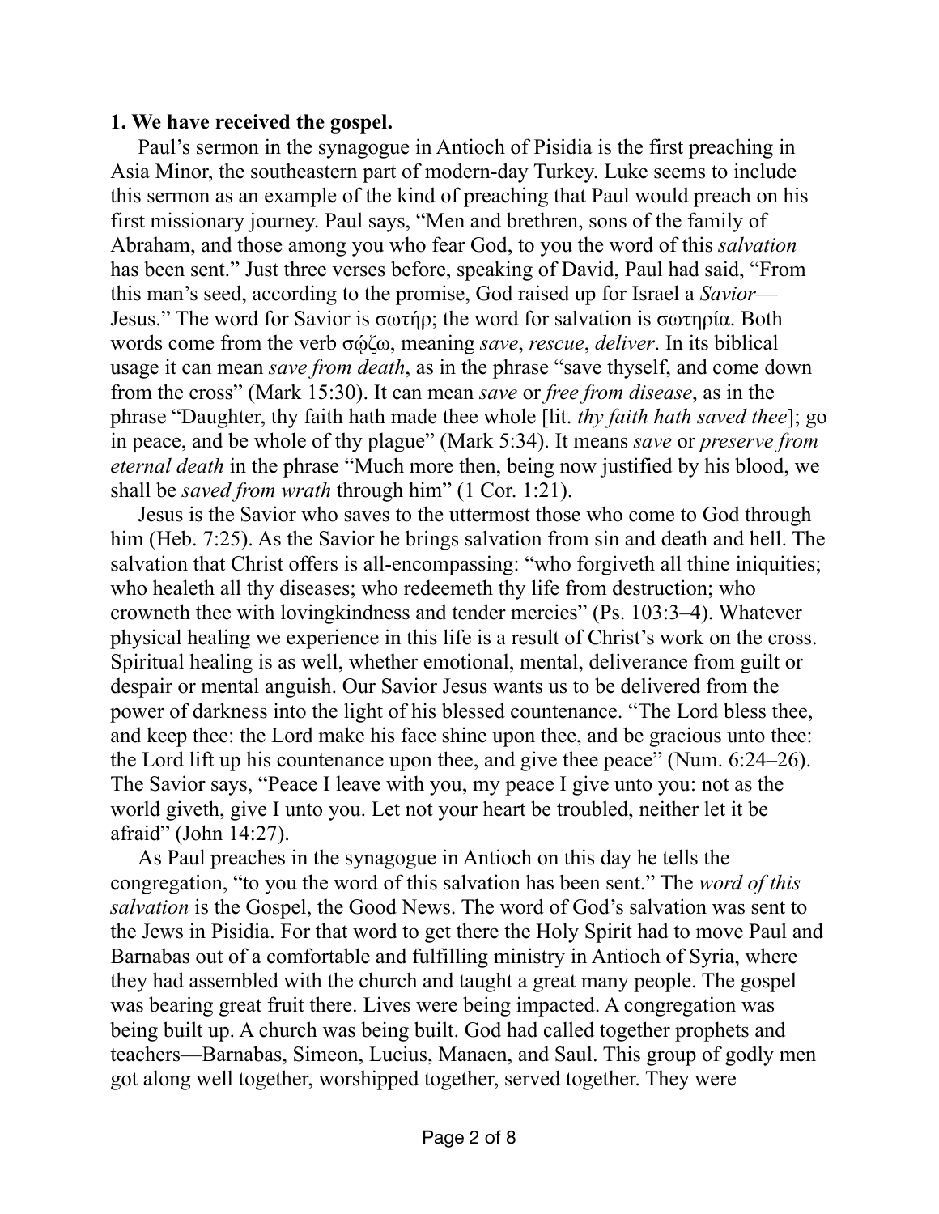**1. We have received the gospel.**

Paul's sermon in the synagogue in Antioch of Pisidia is the first preaching in Asia Minor, the southeastern part of modern-day Turkey. Luke seems to include this sermon as an example of the kind of preaching that Paul would preach on his first missionary journey. Paul says, "Men and brethren, sons of the family of Abraham, and those among you who fear God, to you the word of this *salvation* has been sent." Just three verses before, speaking of David, Paul had said, "From this man's seed, according to the promise, God raised up for Israel a *Savior*—Jesus." The word for Savior is σωτήρ; the word for salvation is σωτηρία. Both words come from the verb σῴζω, meaning *save*, *rescue*, *deliver*. In its biblical usage it can mean *save from death*, as in the phrase "save thyself, and come down from the cross" (Mark 15:30). It can mean *save* or *free from disease*, as in the phrase "Daughter, thy faith hath made thee whole [lit. *thy faith hath saved thee*]; go in peace, and be whole of thy plague" (Mark 5:34). It means *save* or *preserve from eternal death* in the phrase "Much more then, being now justified by his blood, we shall be *saved from wrath* through him" (1 Cor. 1:21).

Jesus is the Savior who saves to the uttermost those who come to God through him (Heb. 7:25). As the Savior he brings salvation from sin and death and hell. The salvation that Christ offers is all-encompassing: "who forgiveth all thine iniquities; who healeth all thy diseases; who redeemeth thy life from destruction; who crowneth thee with lovingkindness and tender mercies" (Ps. 103:3–4). Whatever physical healing we experience in this life is a result of Christ's work on the cross. Spiritual healing is as well, whether emotional, mental, deliverance from guilt or despair or mental anguish. Our Savior Jesus wants us to be delivered from the power of darkness into the light of his blessed countenance. "The Lord bless thee, and keep thee: the Lord make his face shine upon thee, and be gracious unto thee: the Lord lift up his countenance upon thee, and give thee peace" (Num. 6:24–26). The Savior says, "Peace I leave with you, my peace I give unto you: not as the world giveth, give I unto you. Let not your heart be troubled, neither let it be afraid" (John 14:27).

As Paul preaches in the synagogue in Antioch on this day he tells the congregation, "to you the word of this salvation has been sent." The *word of this salvation* is the Gospel, the Good News. The word of God's salvation was sent to the Jews in Pisidia. For that word to get there the Holy Spirit had to move Paul and Barnabas out of a comfortable and fulfilling ministry in Antioch of Syria, where they had assembled with the church and taught a great many people. The gospel was bearing great fruit there. Lives were being impacted. A congregation was being built up. A church was being built. God had called together prophets and teachers—Barnabas, Simeon, Lucius, Manaen, and Saul. This group of godly men got along well together, worshipped together, served together. They were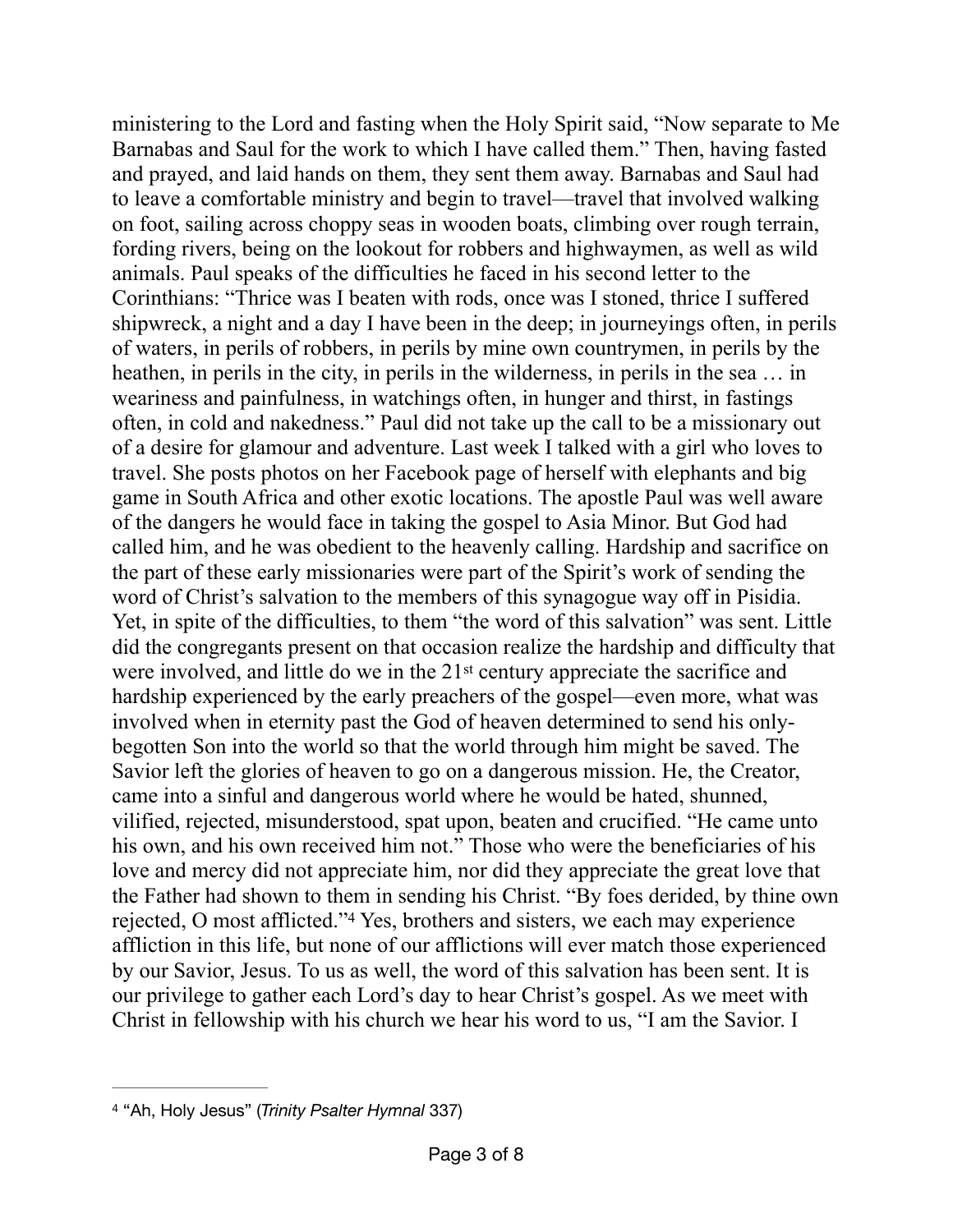ministering to the Lord and fasting when the Holy Spirit said, "Now separate to Me Barnabas and Saul for the work to which I have called them." Then, having fasted and prayed, and laid hands on them, they sent them away. Barnabas and Saul had to leave a comfortable ministry and begin to travel—travel that involved walking on foot, sailing across choppy seas in wooden boats, climbing over rough terrain, fording rivers, being on the lookout for robbers and highwaymen, as well as wild animals. Paul speaks of the difficulties he faced in his second letter to the Corinthians: "Thrice was I beaten with rods, once was I stoned, thrice I suffered shipwreck, a night and a day I have been in the deep; in journeyings often, in perils of waters, in perils of robbers, in perils by mine own countrymen, in perils by the heathen, in perils in the city, in perils in the wilderness, in perils in the sea … in weariness and painfulness, in watchings often, in hunger and thirst, in fastings often, in cold and nakedness." Paul did not take up the call to be a missionary out of a desire for glamour and adventure. Last week I talked with a girl who loves to travel. She posts photos on her Facebook page of herself with elephants and big game in South Africa and other exotic locations. The apostle Paul was well aware of the dangers he would face in taking the gospel to Asia Minor. But God had called him, and he was obedient to the heavenly calling. Hardship and sacrifice on the part of these early missionaries were part of the Spirit's work of sending the word of Christ's salvation to the members of this synagogue way off in Pisidia. Yet, in spite of the difficulties, to them "the word of this salvation" was sent. Little did the congregants present on that occasion realize the hardship and difficulty that were involved, and little do we in the 21st century appreciate the sacrifice and hardship experienced by the early preachers of the gospel—even more, what was involved when in eternity past the God of heaven determined to send his only-begotten Son into the world so that the world through him might be saved. The Savior left the glories of heaven to go on a dangerous mission. He, the Creator, came into a sinful and dangerous world where he would be hated, shunned, vilified, rejected, misunderstood, spat upon, beaten and crucified. "He came unto his own, and his own received him not." Those who were the beneficiaries of his love and mercy did not appreciate him, nor did they appreciate the great love that the Father had shown to them in sending his Christ. "By foes derided, by thine own rejected, O most afflicted."[4] Yes, brothers and sisters, we each may experience affliction in this life, but none of our afflictions will ever match those experienced by our Savior, Jesus. To us as well, the word of this salvation has been sent. It is our privilege to gather each Lord's day to hear Christ's gospel. As we meet with Christ in fellowship with his church we hear his word to us, "I am the Savior. I

---

[4] "Ah, Holy Jesus" (*Trinity Psalter Hymnal* 337)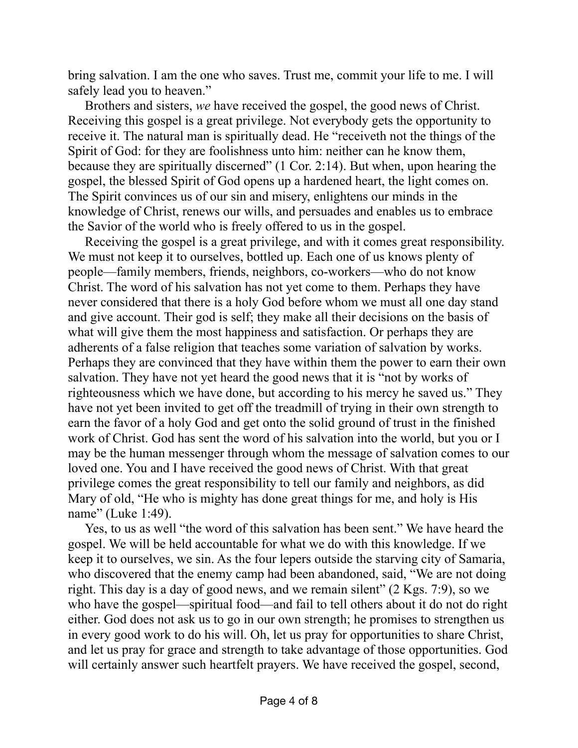bring salvation. I am the one who saves. Trust me, commit your life to me. I will safely lead you to heaven."

Brothers and sisters, *we* have received the gospel, the good news of Christ. Receiving this gospel is a great privilege. Not everybody gets the opportunity to receive it. The natural man is spiritually dead. He "receiveth not the things of the Spirit of God: for they are foolishness unto him: neither can he know them, because they are spiritually discerned" (1 Cor. 2:14). But when, upon hearing the gospel, the blessed Spirit of God opens up a hardened heart, the light comes on. The Spirit convinces us of our sin and misery, enlightens our minds in the knowledge of Christ, renews our wills, and persuades and enables us to embrace the Savior of the world who is freely offered to us in the gospel.

Receiving the gospel is a great privilege, and with it comes great responsibility. We must not keep it to ourselves, bottled up. Each one of us knows plenty of people—family members, friends, neighbors, co-workers—who do not know Christ. The word of his salvation has not yet come to them. Perhaps they have never considered that there is a holy God before whom we must all one day stand and give account. Their god is self; they make all their decisions on the basis of what will give them the most happiness and satisfaction. Or perhaps they are adherents of a false religion that teaches some variation of salvation by works. Perhaps they are convinced that they have within them the power to earn their own salvation. They have not yet heard the good news that it is "not by works of righteousness which we have done, but according to his mercy he saved us." They have not yet been invited to get off the treadmill of trying in their own strength to earn the favor of a holy God and get onto the solid ground of trust in the finished work of Christ. God has sent the word of his salvation into the world, but you or I may be the human messenger through whom the message of salvation comes to our loved one. You and I have received the good news of Christ. With that great privilege comes the great responsibility to tell our family and neighbors, as did Mary of old, "He who is mighty has done great things for me, and holy is His name" (Luke 1:49).

Yes, to us as well "the word of this salvation has been sent." We have heard the gospel. We will be held accountable for what we do with this knowledge. If we keep it to ourselves, we sin. As the four lepers outside the starving city of Samaria, who discovered that the enemy camp had been abandoned, said, "We are not doing right. This day is a day of good news, and we remain silent" (2 Kgs. 7:9), so we who have the gospel—spiritual food—and fail to tell others about it do not do right either. God does not ask us to go in our own strength; he promises to strengthen us in every good work to do his will. Oh, let us pray for opportunities to share Christ, and let us pray for grace and strength to take advantage of those opportunities. God will certainly answer such heartfelt prayers. We have received the gospel, second,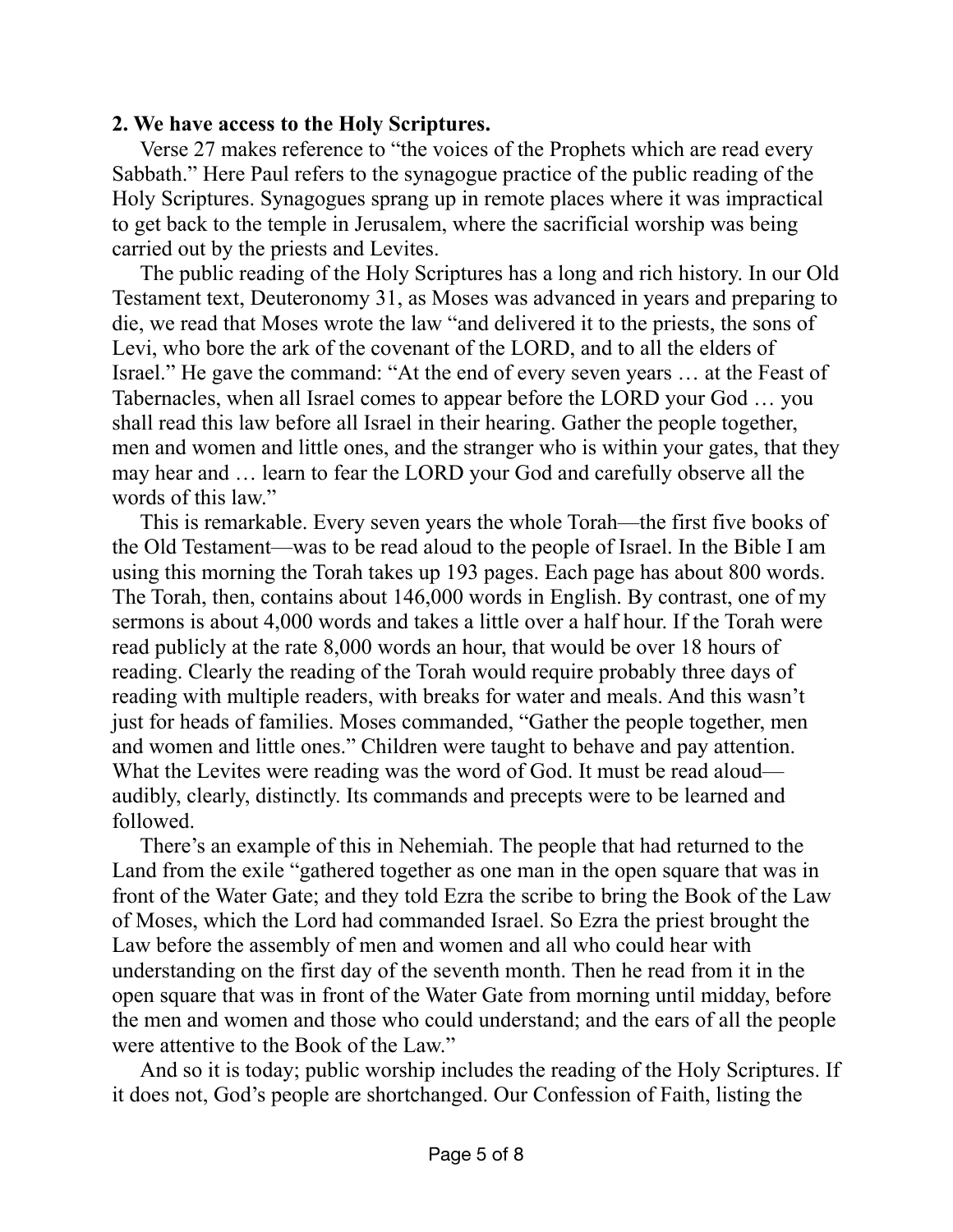**2. We have access to the Holy Scriptures.**

Verse 27 makes reference to "the voices of the Prophets which are read every Sabbath." Here Paul refers to the synagogue practice of the public reading of the Holy Scriptures. Synagogues sprang up in remote places where it was impractical to get back to the temple in Jerusalem, where the sacrificial worship was being carried out by the priests and Levites.

The public reading of the Holy Scriptures has a long and rich history. In our Old Testament text, Deuteronomy 31, as Moses was advanced in years and preparing to die, we read that Moses wrote the law "and delivered it to the priests, the sons of Levi, who bore the ark of the covenant of the LORD, and to all the elders of Israel." He gave the command: "At the end of every seven years … at the Feast of Tabernacles, when all Israel comes to appear before the LORD your God … you shall read this law before all Israel in their hearing. Gather the people together, men and women and little ones, and the stranger who is within your gates, that they may hear and … learn to fear the LORD your God and carefully observe all the words of this law."

This is remarkable. Every seven years the whole Torah—the first five books of the Old Testament—was to be read aloud to the people of Israel. In the Bible I am using this morning the Torah takes up 193 pages. Each page has about 800 words. The Torah, then, contains about 146,000 words in English. By contrast, one of my sermons is about 4,000 words and takes a little over a half hour. If the Torah were read publicly at the rate 8,000 words an hour, that would be over 18 hours of reading. Clearly the reading of the Torah would require probably three days of reading with multiple readers, with breaks for water and meals. And this wasn't just for heads of families. Moses commanded, "Gather the people together, men and women and little ones." Children were taught to behave and pay attention. What the Levites were reading was the word of God. It must be read aloud—audibly, clearly, distinctly. Its commands and precepts were to be learned and followed.

There's an example of this in Nehemiah. The people that had returned to the Land from the exile "gathered together as one man in the open square that was in front of the Water Gate; and they told Ezra the scribe to bring the Book of the Law of Moses, which the Lord had commanded Israel. So Ezra the priest brought the Law before the assembly of men and women and all who could hear with understanding on the first day of the seventh month. Then he read from it in the open square that was in front of the Water Gate from morning until midday, before the men and women and those who could understand; and the ears of all the people were attentive to the Book of the Law."

And so it is today; public worship includes the reading of the Holy Scriptures. If it does not, God's people are shortchanged. Our Confession of Faith, listing the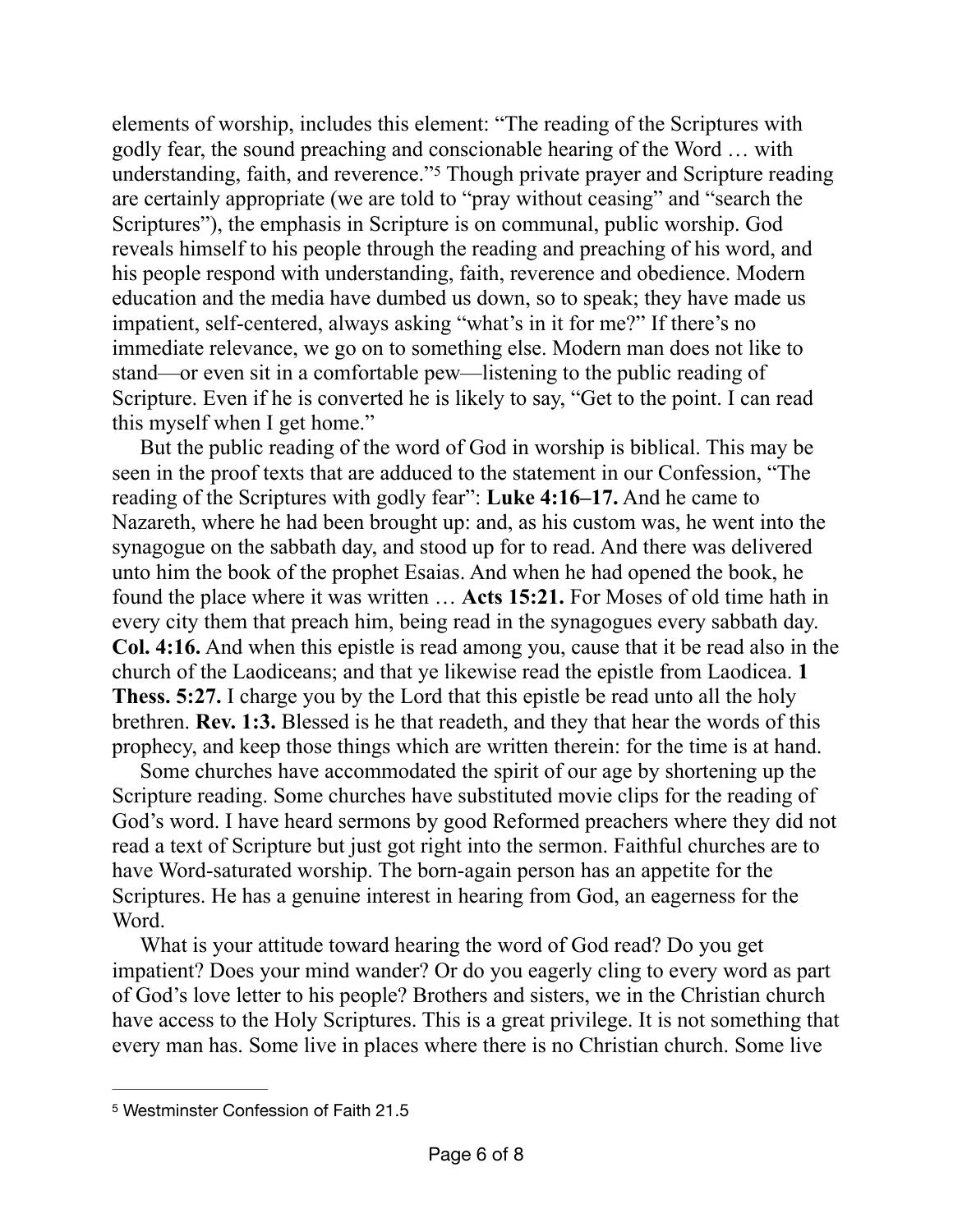elements of worship, includes this element: “The reading of the Scriptures with godly fear, the sound preaching and conscionable hearing of the Word … with understanding, faith, and reverence.”[5] Though private prayer and Scripture reading are certainly appropriate (we are told to “pray without ceasing” and “search the Scriptures”), the emphasis in Scripture is on communal, public worship. God reveals himself to his people through the reading and preaching of his word, and his people respond with understanding, faith, reverence and obedience. Modern education and the media have dumbed us down, so to speak; they have made us impatient, self-centered, always asking “what’s in it for me?” If there’s no immediate relevance, we go on to something else. Modern man does not like to stand—or even sit in a comfortable pew—listening to the public reading of Scripture. Even if he is converted he is likely to say, “Get to the point. I can read this myself when I get home.”

But the public reading of the word of God in worship is biblical. This may be seen in the proof texts that are adduced to the statement in our Confession, “The reading of the Scriptures with godly fear”: **Luke 4:16–17.** And he came to Nazareth, where he had been brought up: and, as his custom was, he went into the synagogue on the sabbath day, and stood up for to read. And there was delivered unto him the book of the prophet Esaias. And when he had opened the book, he found the place where it was written … **Acts 15:21.** For Moses of old time hath in every city them that preach him, being read in the synagogues every sabbath day. **Col. 4:16.** And when this epistle is read among you, cause that it be read also in the church of the Laodiceans; and that ye likewise read the epistle from Laodicea. **1 Thess. 5:27.** I charge you by the Lord that this epistle be read unto all the holy brethren. **Rev. 1:3.** Blessed is he that readeth, and they that hear the words of this prophecy, and keep those things which are written therein: for the time is at hand.

Some churches have accommodated the spirit of our age by shortening up the Scripture reading. Some churches have substituted movie clips for the reading of God’s word. I have heard sermons by good Reformed preachers where they did not read a text of Scripture but just got right into the sermon. Faithful churches are to have Word-saturated worship. The born-again person has an appetite for the Scriptures. He has a genuine interest in hearing from God, an eagerness for the Word.

What is your attitude toward hearing the word of God read? Do you get impatient? Does your mind wander? Or do you eagerly cling to every word as part of God’s love letter to his people? Brothers and sisters, we in the Christian church have access to the Holy Scriptures. This is a great privilege. It is not something that every man has. Some live in places where there is no Christian church. Some live

---

[5] Westminster Confession of Faith 21.5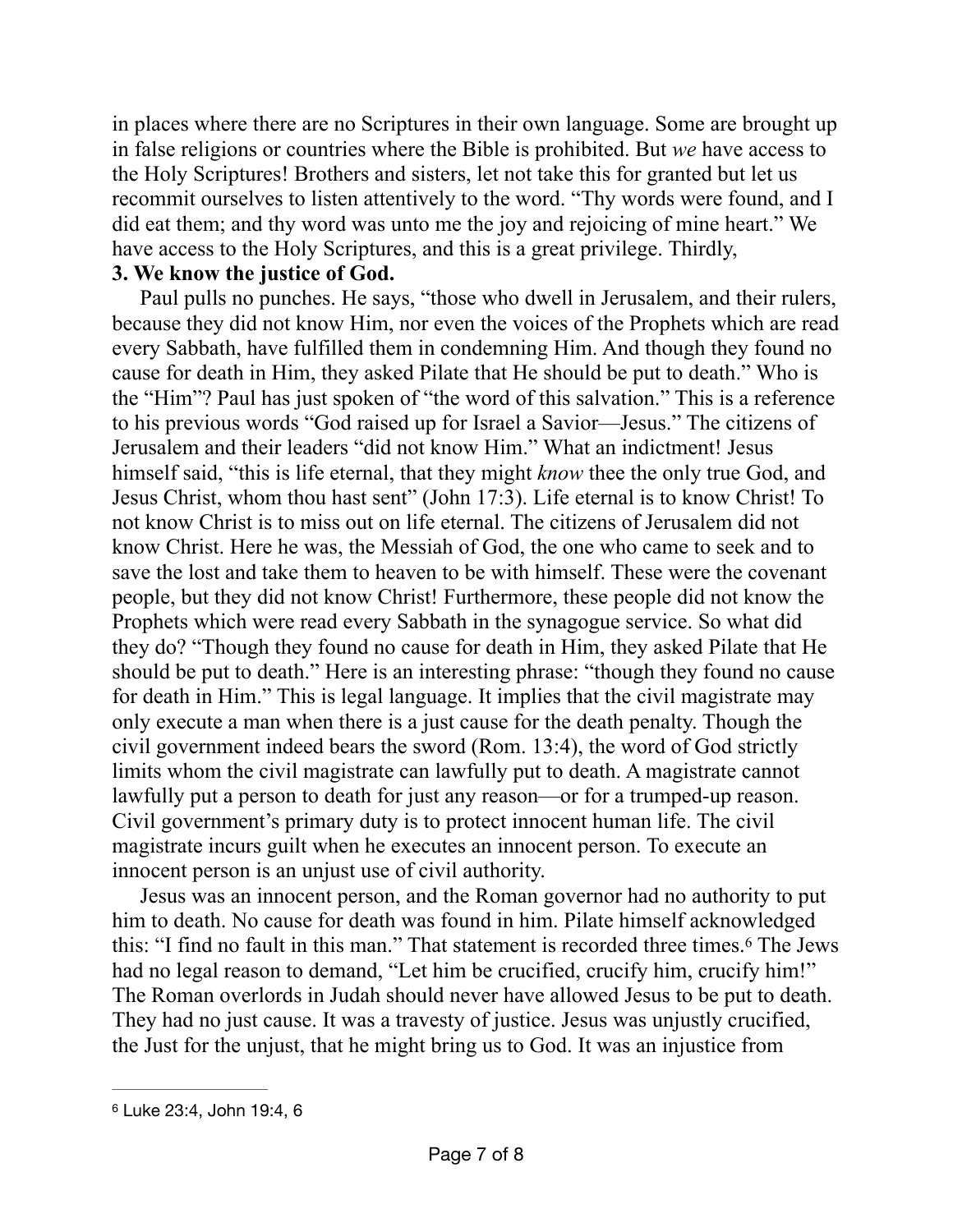in places where there are no Scriptures in their own language. Some are brought up in false religions or countries where the Bible is prohibited. But *we* have access to the Holy Scriptures! Brothers and sisters, let not take this for granted but let us recommit ourselves to listen attentively to the word. "Thy words were found, and I did eat them; and thy word was unto me the joy and rejoicing of mine heart." We have access to the Holy Scriptures, and this is a great privilege. Thirdly,

**3. We know the justice of God.**

Paul pulls no punches. He says, "those who dwell in Jerusalem, and their rulers, because they did not know Him, nor even the voices of the Prophets which are read every Sabbath, have fulfilled them in condemning Him. And though they found no cause for death in Him, they asked Pilate that He should be put to death." Who is the "Him"? Paul has just spoken of "the word of this salvation." This is a reference to his previous words "God raised up for Israel a Savior—Jesus." The citizens of Jerusalem and their leaders "did not know Him." What an indictment! Jesus himself said, "this is life eternal, that they might *know* thee the only true God, and Jesus Christ, whom thou hast sent" (John 17:3). Life eternal is to know Christ! To not know Christ is to miss out on life eternal. The citizens of Jerusalem did not know Christ. Here he was, the Messiah of God, the one who came to seek and to save the lost and take them to heaven to be with himself. These were the covenant people, but they did not know Christ! Furthermore, these people did not know the Prophets which were read every Sabbath in the synagogue service. So what did they do? "Though they found no cause for death in Him, they asked Pilate that He should be put to death." Here is an interesting phrase: "though they found no cause for death in Him." This is legal language. It implies that the civil magistrate may only execute a man when there is a just cause for the death penalty. Though the civil government indeed bears the sword (Rom. 13:4), the word of God strictly limits whom the civil magistrate can lawfully put to death. A magistrate cannot lawfully put a person to death for just any reason—or for a trumped-up reason. Civil government's primary duty is to protect innocent human life. The civil magistrate incurs guilt when he executes an innocent person. To execute an innocent person is an unjust use of civil authority.

Jesus was an innocent person, and the Roman governor had no authority to put him to death. No cause for death was found in him. Pilate himself acknowledged this: "I find no fault in this man." That statement is recorded three times.[6] The Jews had no legal reason to demand, "Let him be crucified, crucify him, crucify him!" The Roman overlords in Judah should never have allowed Jesus to be put to death. They had no just cause. It was a travesty of justice. Jesus was unjustly crucified, the Just for the unjust, that he might bring us to God. It was an injustice from

---

[6] Luke 23:4, John 19:4, 6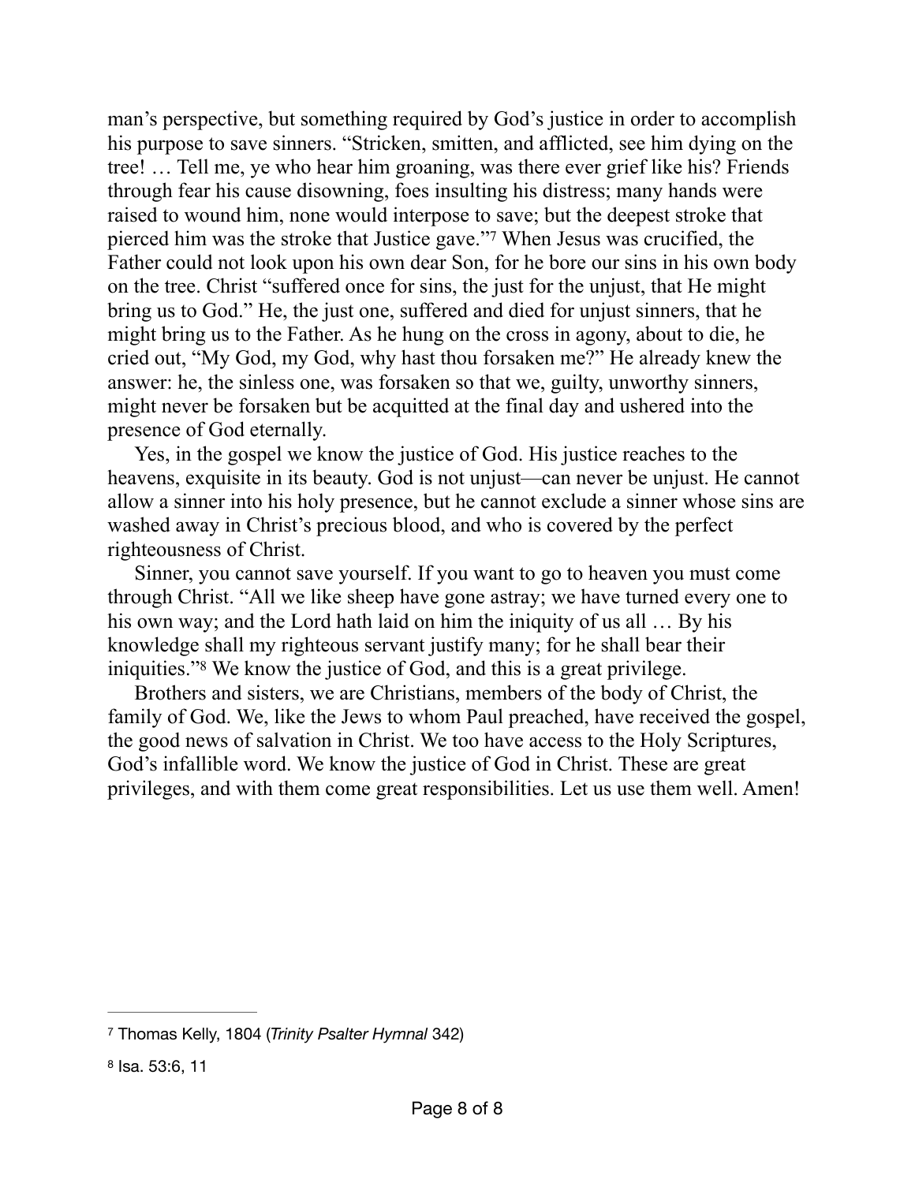man's perspective, but something required by God's justice in order to accomplish his purpose to save sinners. "Stricken, smitten, and afflicted, see him dying on the tree! … Tell me, ye who hear him groaning, was there ever grief like his? Friends through fear his cause disowning, foes insulting his distress; many hands were raised to wound him, none would interpose to save; but the deepest stroke that pierced him was the stroke that Justice gave."[7] When Jesus was crucified, the Father could not look upon his own dear Son, for he bore our sins in his own body on the tree. Christ "suffered once for sins, the just for the unjust, that He might bring us to God." He, the just one, suffered and died for unjust sinners, that he might bring us to the Father. As he hung on the cross in agony, about to die, he cried out, "My God, my God, why hast thou forsaken me?" He already knew the answer: he, the sinless one, was forsaken so that we, guilty, unworthy sinners, might never be forsaken but be acquitted at the final day and ushered into the presence of God eternally.

Yes, in the gospel we know the justice of God. His justice reaches to the heavens, exquisite in its beauty. God is not unjust—can never be unjust. He cannot allow a sinner into his holy presence, but he cannot exclude a sinner whose sins are washed away in Christ's precious blood, and who is covered by the perfect righteousness of Christ.

Sinner, you cannot save yourself. If you want to go to heaven you must come through Christ. "All we like sheep have gone astray; we have turned every one to his own way; and the Lord hath laid on him the iniquity of us all … By his knowledge shall my righteous servant justify many; for he shall bear their iniquities."[8] We know the justice of God, and this is a great privilege.

Brothers and sisters, we are Christians, members of the body of Christ, the family of God. We, like the Jews to whom Paul preached, have received the gospel, the good news of salvation in Christ. We too have access to the Holy Scriptures, God's infallible word. We know the justice of God in Christ. These are great privileges, and with them come great responsibilities. Let us use them well. Amen!

---

[7] Thomas Kelly, 1804 (*Trinity Psalter Hymnal* 342)

[8] Isa. 53:6, 11